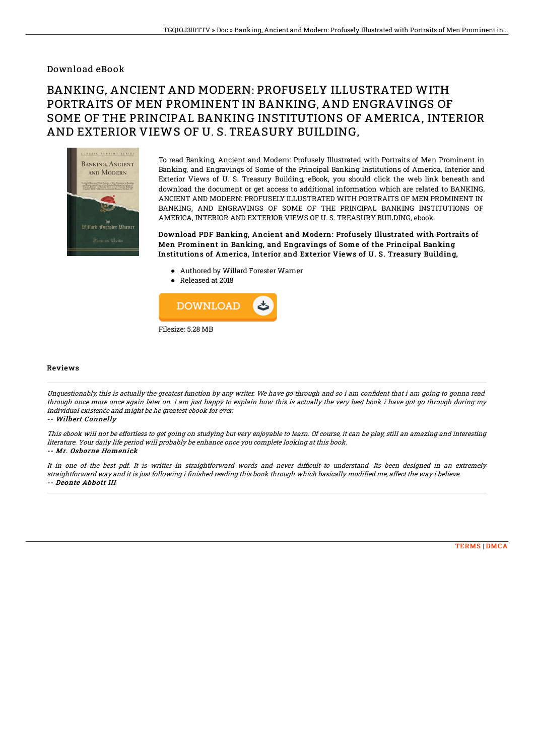Download eBook

# BANKING, ANCIENT AND MODERN: PROFUSELY ILLUSTRATED WITH PORTRAITS OF MEN PROMINENT IN BANKING, AND ENGRAVINGS OF SOME OF THE PRINCIPAL BANKING INSTITUTIONS OF AMERICA, INTERIOR AND EXTERIOR VIEWS OF U. S. TREASURY BUILDING,

To read Banking, Ancient and Modern: Profusely Illustrated with Portraits of Men Prominent in Banking, and Engravings of Some of the Principal Banking Institutions of America, Interior and Exterior Views of U. S. Treasury Building, eBook, you should click the web link beneath and download the document or get access to additional information which are related to BANKING, ANCIENT AND MODERN: PROFUSELY ILLUSTRATED WITH PORTRAITS OF MEN PROMINENT IN BANKING, AND ENGRAVINGS OF SOME OF THE PRINCIPAL BANKING INSTITUTIONS OF AMERICA, INTERIOR AND EXTERIOR VIEWS OF U. S. TREASURY BUILDING, ebook.

**Download PDF Banking, Ancient and Modern: Profusely Illustrated with Portraits of Men Prominent in Banking, and Engravings of Some of the Principal Banking Institutions of America, Interior and Exterior Views of U. S. Treasury Building,**

- Authored by Willard Forester Warner
- Released at 2018

Filesize: 5.28 MB

## Reviews

*Unquestionably, this is actually the greatest function by any writer. We have go through and so i am confident that i am going to gonna read through once more once again later on. I am just happy to explain how this is actually the very best book i have got go through during my individual existence and might be he greatest ebook for ever.*

-- ***Wilbert Connelly***

*This ebook will not be effortless to get going on studying but very enjoyable to learn. Of course, it can be play, still an amazing and interesting literature. Your daily life period will probably be enhance once you complete looking at this book.*

-- ***Mr. Osborne Homenick***

*It in one of the best pdf. It is writter in straightforward words and never difficult to understand. Its been designed in an extremely straightforward way and it is just following i finished reading this book through which basically modified me, affect the way i believe.*

-- ***Deonte Abbott III***

TERMS | DMCA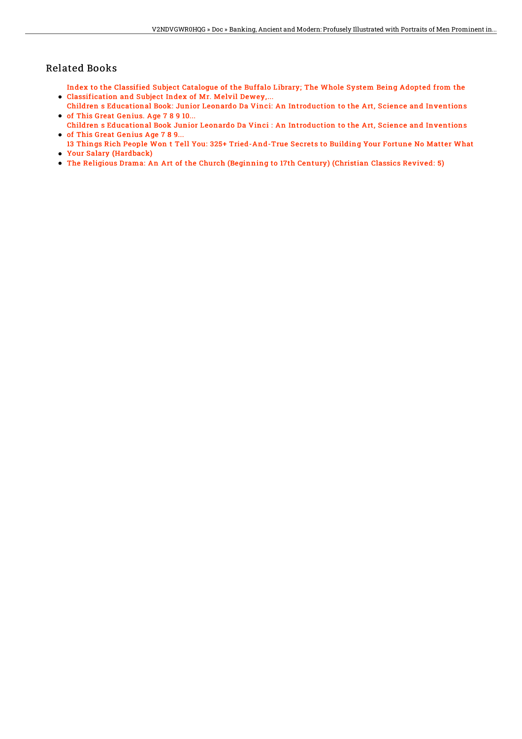## Related Books

- Index to the Classified Subject Catalogue of the Buffalo Library; The Whole System Being Adopted from the Classification and Subject Index of Mr. Melvil Dewey,...
- Children s Educational Book: Junior Leonardo Da Vinci: An Introduction to the Art, Science and Inventions of This Great Genius. Age 7 8 9 10...
- Children s Educational Book Junior Leonardo Da Vinci : An Introduction to the Art, Science and Inventions of This Great Genius Age 7 8 9...
- 13 Things Rich People Won t Tell You: 325+ Tried-And-True Secrets to Building Your Fortune No Matter What Your Salary (Hardback)
- The Religious Drama: An Art of the Church (Beginning to 17th Century) (Christian Classics Revived: 5)